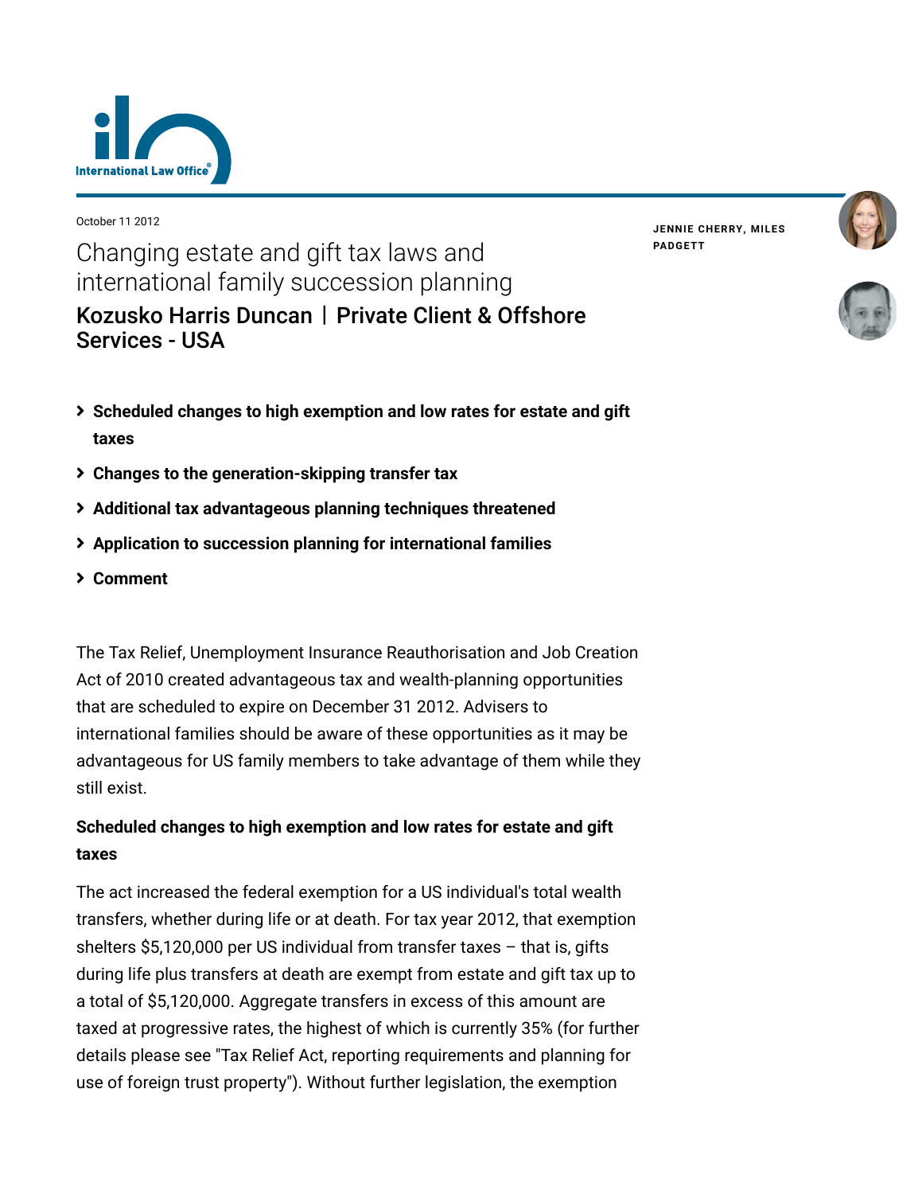October 11 2012

# Changing estate and gift tax laws and international family succession planning

## Kozusko Harris Duncan | Private Client & Offshore Services - USA

**JENNIE CHERRY, MILES PADGETT**

- **Scheduled changes to high exemption and low rates for estate and gift taxes**
- **Changes to the generation-skipping transfer tax**
- **Additional tax advantageous planning techniques threatened**
- **Application to succession planning for international families**
- **Comment**

The Tax Relief, Unemployment Insurance Reauthorisation and Job Creation Act of 2010 created advantageous tax and wealth-planning opportunities that are scheduled to expire on December 31 2012. Advisers to international families should be aware of these opportunities as it may be advantageous for US family members to take advantage of them while they still exist.

### Scheduled changes to high exemption and low rates for estate and gift taxes

The act increased the federal exemption for a US individual's total wealth transfers, whether during life or at death. For tax year 2012, that exemption shelters $5,120,000 per US individual from transfer taxes – that is, gifts during life plus transfers at death are exempt from estate and gift tax up to a total of $5,120,000. Aggregate transfers in excess of this amount are taxed at progressive rates, the highest of which is currently 35% (for further details please see "Tax Relief Act, reporting requirements and planning for use of foreign trust property"). Without further legislation, the exemption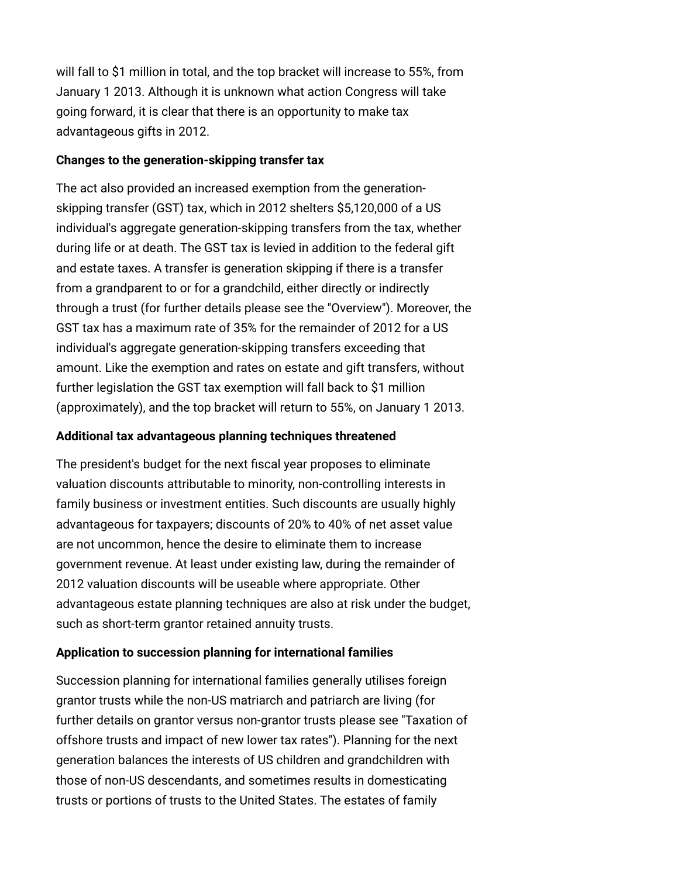will fall to $1 million in total, and the top bracket will increase to 55%, from January 1 2013. Although it is unknown what action Congress will take going forward, it is clear that there is an opportunity to make tax advantageous gifts in 2012.

**Changes to the generation-skipping transfer tax**

The act also provided an increased exemption from the generation-skipping transfer (GST) tax, which in 2012 shelters $5,120,000 of a US individual's aggregate generation-skipping transfers from the tax, whether during life or at death. The GST tax is levied in addition to the federal gift and estate taxes. A transfer is generation skipping if there is a transfer from a grandparent to or for a grandchild, either directly or indirectly through a trust (for further details please see the "Overview"). Moreover, the GST tax has a maximum rate of 35% for the remainder of 2012 for a US individual's aggregate generation-skipping transfers exceeding that amount. Like the exemption and rates on estate and gift transfers, without further legislation the GST tax exemption will fall back to $1 million (approximately), and the top bracket will return to 55%, on January 1 2013.

**Additional tax advantageous planning techniques threatened**

The president's budget for the next fiscal year proposes to eliminate valuation discounts attributable to minority, non-controlling interests in family business or investment entities. Such discounts are usually highly advantageous for taxpayers; discounts of 20% to 40% of net asset value are not uncommon, hence the desire to eliminate them to increase government revenue. At least under existing law, during the remainder of 2012 valuation discounts will be useable where appropriate. Other advantageous estate planning techniques are also at risk under the budget, such as short-term grantor retained annuity trusts.

**Application to succession planning for international families**

Succession planning for international families generally utilises foreign grantor trusts while the non-US matriarch and patriarch are living (for further details on grantor versus non-grantor trusts please see "Taxation of offshore trusts and impact of new lower tax rates"). Planning for the next generation balances the interests of US children and grandchildren with those of non-US descendants, and sometimes results in domesticating trusts or portions of trusts to the United States. The estates of family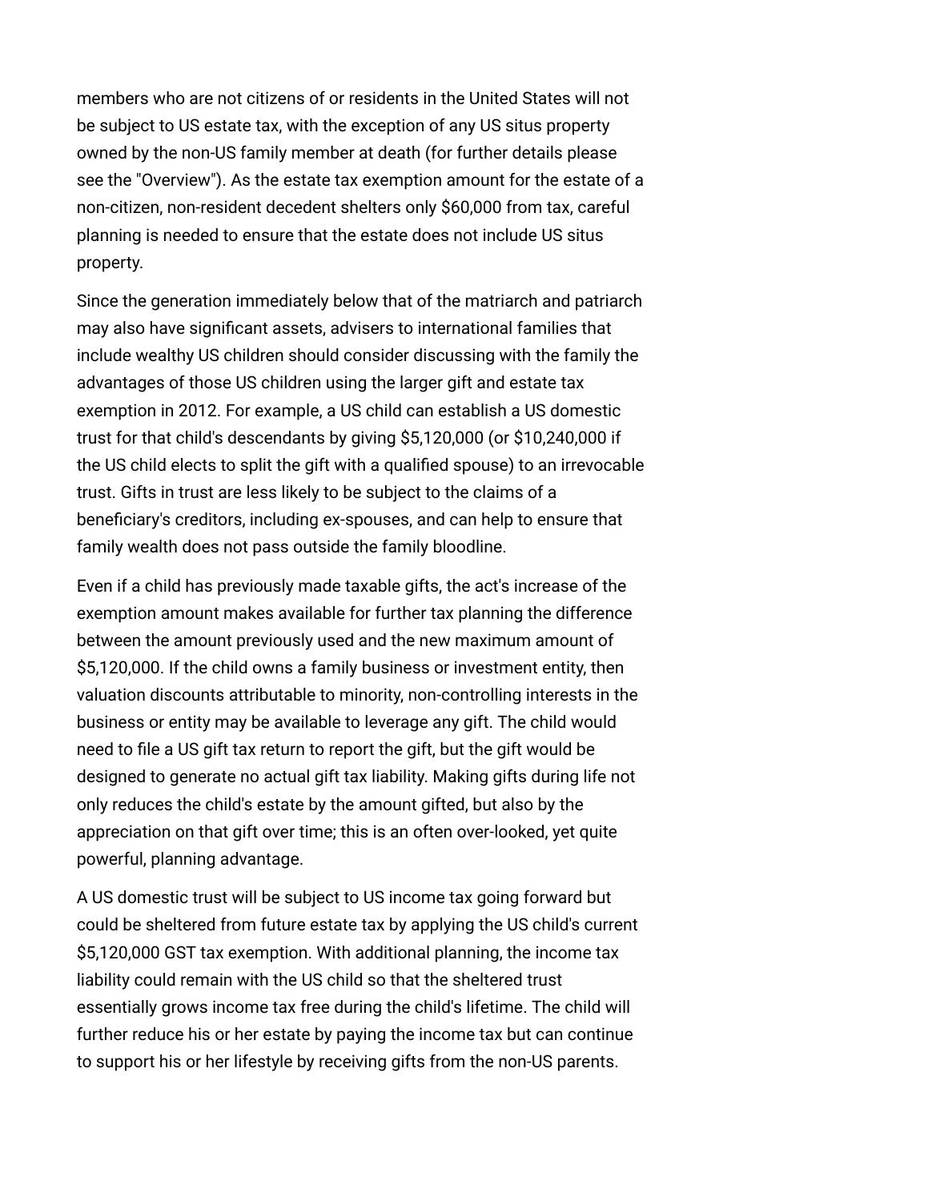members who are not citizens of or residents in the United States will not be subject to US estate tax, with the exception of any US situs property owned by the non-US family member at death (for further details please see the "Overview"). As the estate tax exemption amount for the estate of a non-citizen, non-resident decedent shelters only $60,000 from tax, careful planning is needed to ensure that the estate does not include US situs property.

Since the generation immediately below that of the matriarch and patriarch may also have significant assets, advisers to international families that include wealthy US children should consider discussing with the family the advantages of those US children using the larger gift and estate tax exemption in 2012. For example, a US child can establish a US domestic trust for that child's descendants by giving $5,120,000 (or $10,240,000 if the US child elects to split the gift with a qualified spouse) to an irrevocable trust. Gifts in trust are less likely to be subject to the claims of a beneficiary's creditors, including ex-spouses, and can help to ensure that family wealth does not pass outside the family bloodline.

Even if a child has previously made taxable gifts, the act's increase of the exemption amount makes available for further tax planning the difference between the amount previously used and the new maximum amount of $5,120,000. If the child owns a family business or investment entity, then valuation discounts attributable to minority, non-controlling interests in the business or entity may be available to leverage any gift. The child would need to file a US gift tax return to report the gift, but the gift would be designed to generate no actual gift tax liability. Making gifts during life not only reduces the child's estate by the amount gifted, but also by the appreciation on that gift over time; this is an often over-looked, yet quite powerful, planning advantage.

A US domestic trust will be subject to US income tax going forward but could be sheltered from future estate tax by applying the US child's current $5,120,000 GST tax exemption. With additional planning, the income tax liability could remain with the US child so that the sheltered trust essentially grows income tax free during the child's lifetime. The child will further reduce his or her estate by paying the income tax but can continue to support his or her lifestyle by receiving gifts from the non-US parents.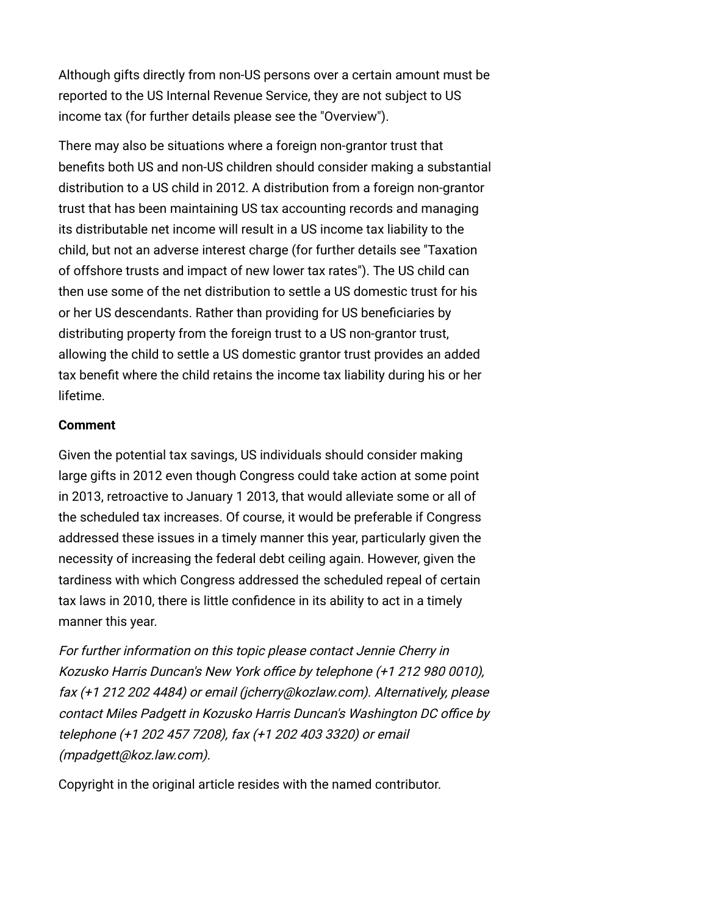Although gifts directly from non-US persons over a certain amount must be reported to the US Internal Revenue Service, they are not subject to US income tax (for further details please see the "Overview").

There may also be situations where a foreign non-grantor trust that benefits both US and non-US children should consider making a substantial distribution to a US child in 2012. A distribution from a foreign non-grantor trust that has been maintaining US tax accounting records and managing its distributable net income will result in a US income tax liability to the child, but not an adverse interest charge (for further details see "Taxation of offshore trusts and impact of new lower tax rates"). The US child can then use some of the net distribution to settle a US domestic trust for his or her US descendants. Rather than providing for US beneficiaries by distributing property from the foreign trust to a US non-grantor trust, allowing the child to settle a US domestic grantor trust provides an added tax benefit where the child retains the income tax liability during his or her lifetime.

**Comment**

Given the potential tax savings, US individuals should consider making large gifts in 2012 even though Congress could take action at some point in 2013, retroactive to January 1 2013, that would alleviate some or all of the scheduled tax increases. Of course, it would be preferable if Congress addressed these issues in a timely manner this year, particularly given the necessity of increasing the federal debt ceiling again. However, given the tardiness with which Congress addressed the scheduled repeal of certain tax laws in 2010, there is little confidence in its ability to act in a timely manner this year.

*For further information on this topic please contact Jennie Cherry in Kozusko Harris Duncan's New York office by telephone (+1 212 980 0010), fax (+1 212 202 4484) or email (jcherry@kozlaw.com). Alternatively, please contact Miles Padgett in Kozusko Harris Duncan's Washington DC office by telephone (+1 202 457 7208), fax (+1 202 403 3320) or email (mpadgett@koz.law.com).*

Copyright in the original article resides with the named contributor.